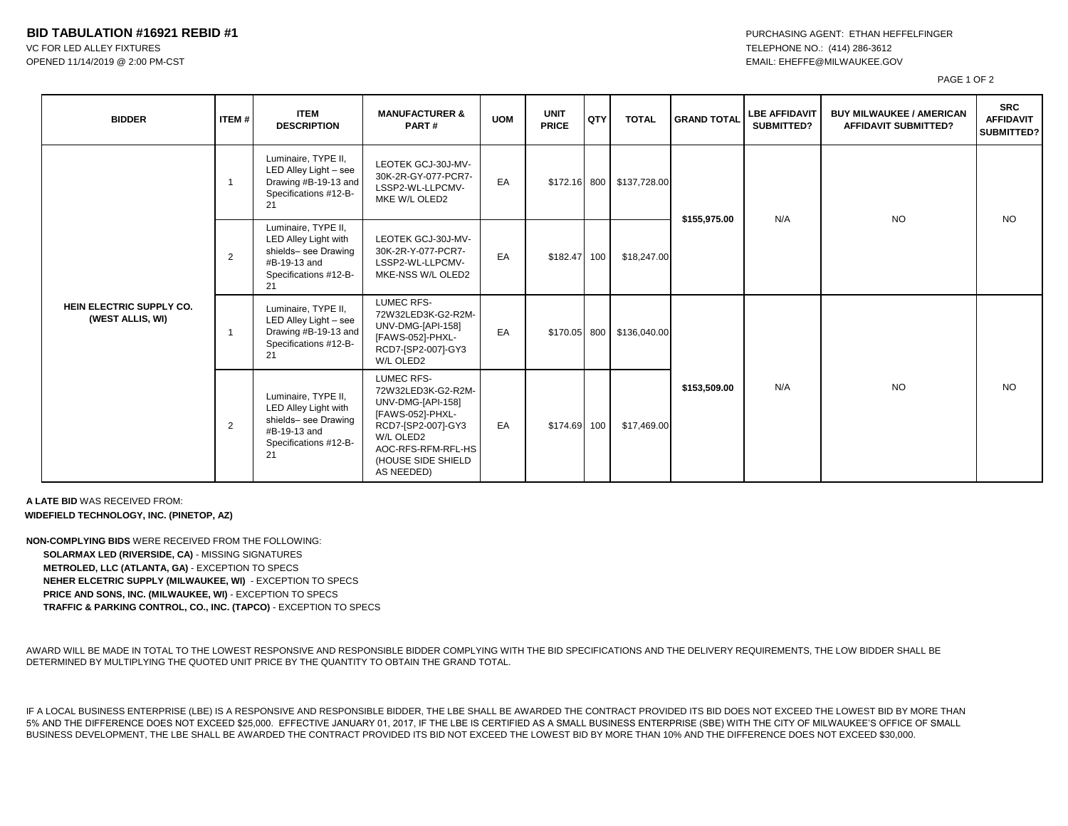**BID TABULATION #16921 REBID #1**
VC FOR LED ALLEY FIXTURES
OPENED 11/14/2019 @ 2:00 PM-CST

PURCHASING AGENT: ETHAN HEFFELFINGER
TELEPHONE NO.: (414) 286-3612
EMAIL: EHEFFE@MILWAUKEE.GOV

| BIDDER | ITEM # | ITEM DESCRIPTION | MANUFACTURER & PART # | UOM | UNIT PRICE | QTY | TOTAL | GRAND TOTAL | LBE AFFIDAVIT SUBMITTED? | BUY MILWAUKEE / AMERICAN AFFIDAVIT SUBMITTED? | SRC AFFIDAVIT SUBMITTED? |
|---|---|---|---|---|---|---|---|---|---|---|---|
| HEIN ELECTRIC SUPPLY CO. (WEST ALLIS, WI) | 1 | Luminaire, TYPE II, LED Alley Light – see Drawing #B-19-13 and Specifications #12-B-21 | LEOTEK GCJ-30J-MV-30K-2R-GY-077-PCR7-LSSP2-WL-LLPCMV-MKE W/L OLED2 | EA | $172.16 | 800 | $137,728.00 | $155,975.00 | N/A | NO | NO |
| | 2 | Luminaire, TYPE II, LED Alley Light with shields– see Drawing #B-19-13 and Specifications #12-B-21 | LEOTEK GCJ-30J-MV-30K-2R-Y-077-PCR7-LSSP2-WL-LLPCMV-MKE-NSS W/L OLED2 | EA | $182.47 | 100 | $18,247.00 | | | | |
| | 1 | Luminaire, TYPE II, LED Alley Light – see Drawing #B-19-13 and Specifications #12-B-21 | LUMEC RFS-72W32LED3K-G2-R2M-UNV-DMG-[API-158] [FAWS-052]-PHXL-RCD7-[SP2-007]-GY3 W/L OLED2 | EA | $170.05 | 800 | $136,040.00 | $153,509.00 | N/A | NO | NO |
| | 2 | Luminaire, TYPE II, LED Alley Light with shields– see Drawing #B-19-13 and Specifications #12-B-21 | LUMEC RFS-72W32LED3K-G2-R2M-UNV-DMG-[API-158] [FAWS-052]-PHXL-RCD7-[SP2-007]-GY3 W/L OLED2 AOC-RFS-RFM-RFL-HS (HOUSE SIDE SHIELD AS NEEDED) | EA | $174.69 | 100 | $17,469.00 | | | | |

**A LATE BID** WAS RECEIVED FROM:
**WIDEFIELD TECHNOLOGY, INC. (PINETOP, AZ)**

**NON-COMPLYING BIDS** WERE RECEIVED FROM THE FOLLOWING:
- **SOLARMAX LED (RIVERSIDE, CA)** - MISSING SIGNATURES
- **METROLED, LLC (ATLANTA, GA)** - EXCEPTION TO SPECS
- **NEHER ELCETRIC SUPPLY (MILWAUKEE, WI)** - EXCEPTION TO SPECS
- **PRICE AND SONS, INC. (MILWAUKEE, WI)** - EXCEPTION TO SPECS
- **TRAFFIC & PARKING CONTROL, CO., INC. (TAPCO)** - EXCEPTION TO SPECS

AWARD WILL BE MADE IN TOTAL TO THE LOWEST RESPONSIVE AND RESPONSIBLE BIDDER COMPLYING WITH THE BID SPECIFICATIONS AND THE DELIVERY REQUIREMENTS, THE LOW BIDDER SHALL BE DETERMINED BY MULTIPLYING THE QUOTED UNIT PRICE BY THE QUANTITY TO OBTAIN THE GRAND TOTAL.

IF A LOCAL BUSINESS ENTERPRISE (LBE) IS A RESPONSIVE AND RESPONSIBLE BIDDER, THE LBE SHALL BE AWARDED THE CONTRACT PROVIDED ITS BID DOES NOT EXCEED THE LOWEST BID BY MORE THAN 5% AND THE DIFFERENCE DOES NOT EXCEED $25,000. EFFECTIVE JANUARY 01, 2017, IF THE LBE IS CERTIFIED AS A SMALL BUSINESS ENTERPRISE (SBE) WITH THE CITY OF MILWAUKEE'S OFFICE OF SMALL BUSINESS DEVELOPMENT, THE LBE SHALL BE AWARDED THE CONTRACT PROVIDED ITS BID NOT EXCEED THE LOWEST BID BY MORE THAN 10% AND THE DIFFERENCE DOES NOT EXCEED $30,000.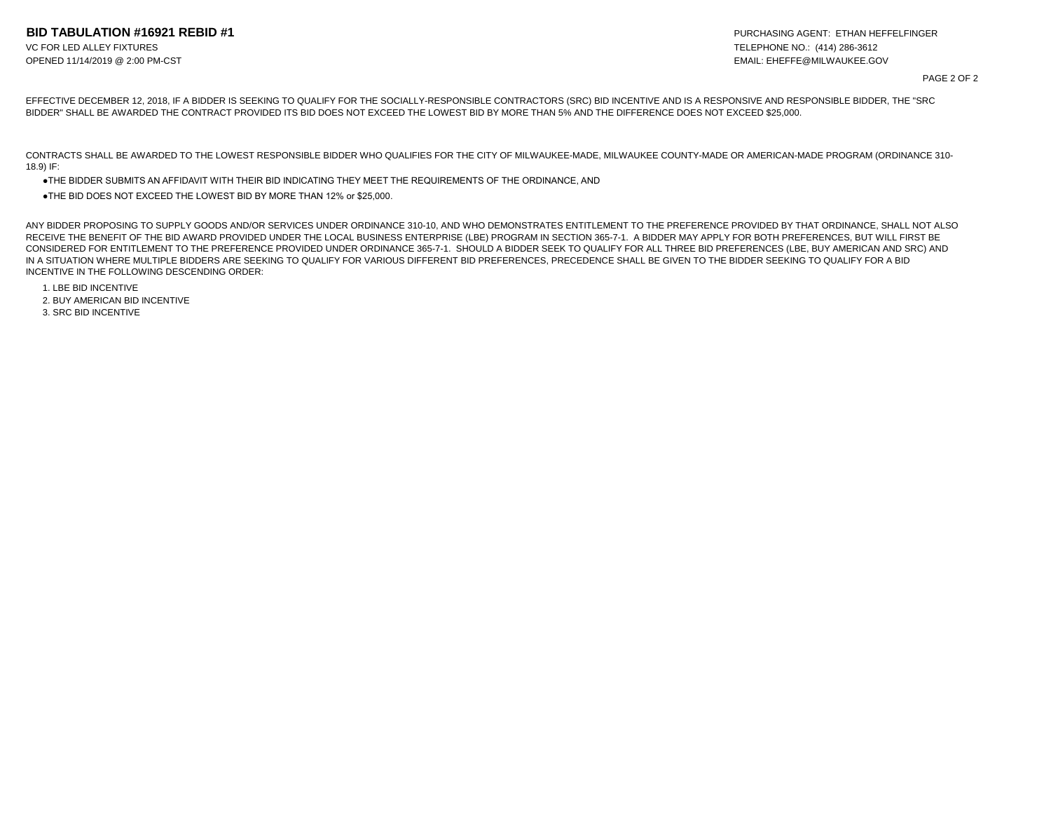# BID TABULATION #16921 REBID #1

VC FOR LED ALLEY FIXTURES
OPENED 11/14/2019 @ 2:00 PM-CST

PURCHASING AGENT: ETHAN HEFFELFINGER
TELEPHONE NO.: (414) 286-3612
EMAIL: EHEFFE@MILWAUKEE.GOV

EFFECTIVE DECEMBER 12, 2018, IF A BIDDER IS SEEKING TO QUALIFY FOR THE SOCIALLY-RESPONSIBLE CONTRACTORS (SRC) BID INCENTIVE AND IS A RESPONSIVE AND RESPONSIBLE BIDDER, THE "SRC BIDDER" SHALL BE AWARDED THE CONTRACT PROVIDED ITS BID DOES NOT EXCEED THE LOWEST BID BY MORE THAN 5% AND THE DIFFERENCE DOES NOT EXCEED $25,000.

CONTRACTS SHALL BE AWARDED TO THE LOWEST RESPONSIBLE BIDDER WHO QUALIFIES FOR THE CITY OF MILWAUKEE-MADE, MILWAUKEE COUNTY-MADE OR AMERICAN-MADE PROGRAM (ORDINANCE 310-18.9) IF:

- THE BIDDER SUBMITS AN AFFIDAVIT WITH THEIR BID INDICATING THEY MEET THE REQUIREMENTS OF THE ORDINANCE, AND
- THE BID DOES NOT EXCEED THE LOWEST BID BY MORE THAN 12% or $25,000.

ANY BIDDER PROPOSING TO SUPPLY GOODS AND/OR SERVICES UNDER ORDINANCE 310-10, AND WHO DEMONSTRATES ENTITLEMENT TO THE PREFERENCE PROVIDED BY THAT ORDINANCE, SHALL NOT ALSO RECEIVE THE BENEFIT OF THE BID AWARD PROVIDED UNDER THE LOCAL BUSINESS ENTERPRISE (LBE) PROGRAM IN SECTION 365-7-1. A BIDDER MAY APPLY FOR BOTH PREFERENCES, BUT WILL FIRST BE CONSIDERED FOR ENTITLEMENT TO THE PREFERENCE PROVIDED UNDER ORDINANCE 365-7-1. SHOULD A BIDDER SEEK TO QUALIFY FOR ALL THREE BID PREFERENCES (LBE, BUY AMERICAN AND SRC) AND IN A SITUATION WHERE MULTIPLE BIDDERS ARE SEEKING TO QUALIFY FOR VARIOUS DIFFERENT BID PREFERENCES, PRECEDENCE SHALL BE GIVEN TO THE BIDDER SEEKING TO QUALIFY FOR A BID INCENTIVE IN THE FOLLOWING DESCENDING ORDER:

1. LBE BID INCENTIVE
2. BUY AMERICAN BID INCENTIVE
3. SRC BID INCENTIVE